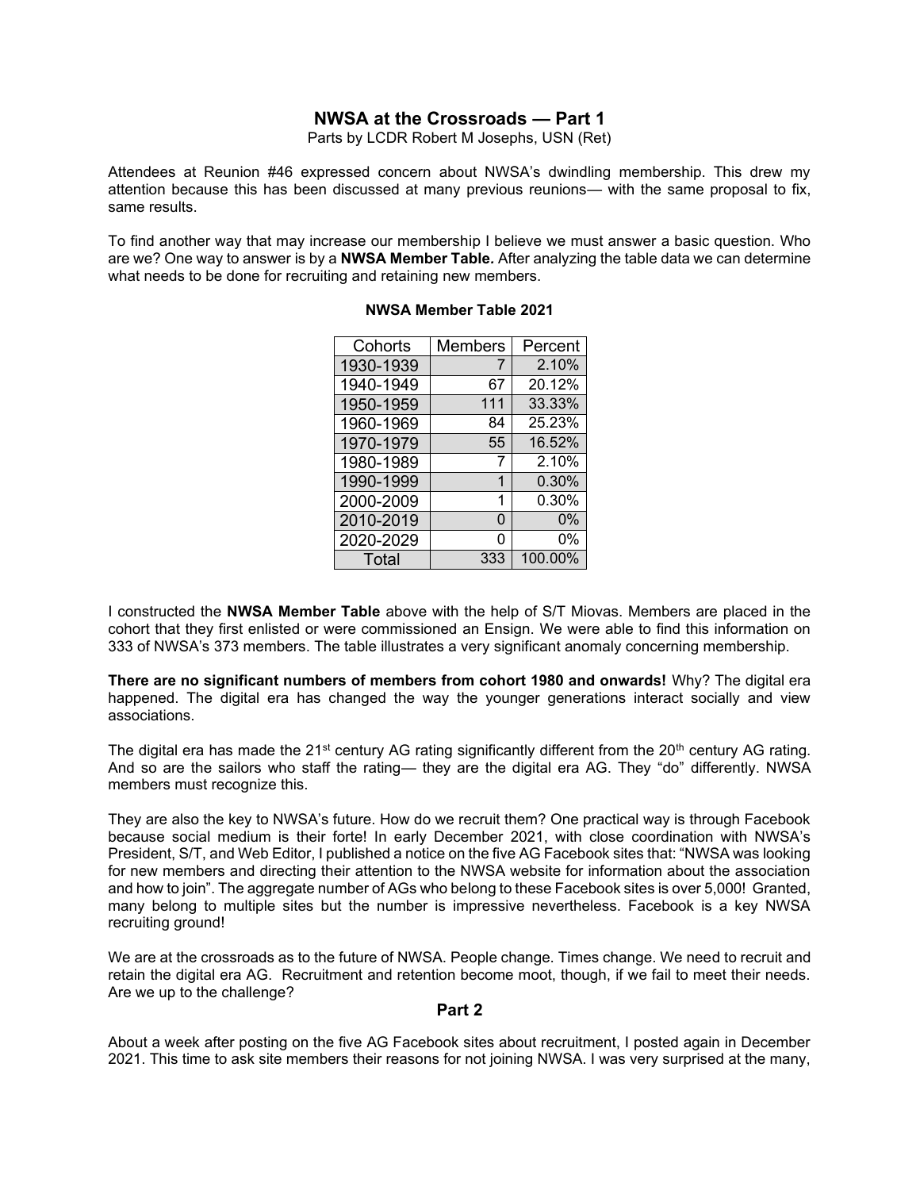# NWSA at the Crossroads — Part 1

Parts by LCDR Robert M Josephs, USN (Ret)

Attendees at Reunion #46 expressed concern about NWSA's dwindling membership. This drew my attention because this has been discussed at many previous reunions— with the same proposal to fix, same results.

To find another way that may increase our membership I believe we must answer a basic question. Who are we? One way to answer is by a **NWSA Member Table.** After analyzing the table data we can determine what needs to be done for recruiting and retaining new members.

**NWSA Member Table 2021**

| Cohorts | Members | Percent |
|---|---|---|
| 1930-1939 | 7 | 2.10% |
| 1940-1949 | 67 | 20.12% |
| 1950-1959 | 111 | 33.33% |
| 1960-1969 | 84 | 25.23% |
| 1970-1979 | 55 | 16.52% |
| 1980-1989 | 7 | 2.10% |
| 1990-1999 | 1 | 0.30% |
| 2000-2009 | 1 | 0.30% |
| 2010-2019 | 0 | 0% |
| 2020-2029 | 0 | 0% |
| Total | 333 | 100.00% |

I constructed the **NWSA Member Table** above with the help of S/T Miovas. Members are placed in the cohort that they first enlisted or were commissioned an Ensign. We were able to find this information on 333 of NWSA's 373 members. The table illustrates a very significant anomaly concerning membership.

**There are no significant numbers of members from cohort 1980 and onwards!** Why? The digital era happened. The digital era has changed the way the younger generations interact socially and view associations.

The digital era has made the 21st century AG rating significantly different from the 20th century AG rating. And so are the sailors who staff the rating— they are the digital era AG. They "do" differently. NWSA members must recognize this.

They are also the key to NWSA's future. How do we recruit them? One practical way is through Facebook because social medium is their forte! In early December 2021, with close coordination with NWSA's President, S/T, and Web Editor, I published a notice on the five AG Facebook sites that: "NWSA was looking for new members and directing their attention to the NWSA website for information about the association and how to join". The aggregate number of AGs who belong to these Facebook sites is over 5,000! Granted, many belong to multiple sites but the number is impressive nevertheless. Facebook is a key NWSA recruiting ground!

We are at the crossroads as to the future of NWSA. People change. Times change. We need to recruit and retain the digital era AG. Recruitment and retention become moot, though, if we fail to meet their needs. Are we up to the challenge?

## Part 2

About a week after posting on the five AG Facebook sites about recruitment, I posted again in December 2021. This time to ask site members their reasons for not joining NWSA. I was very surprised at the many,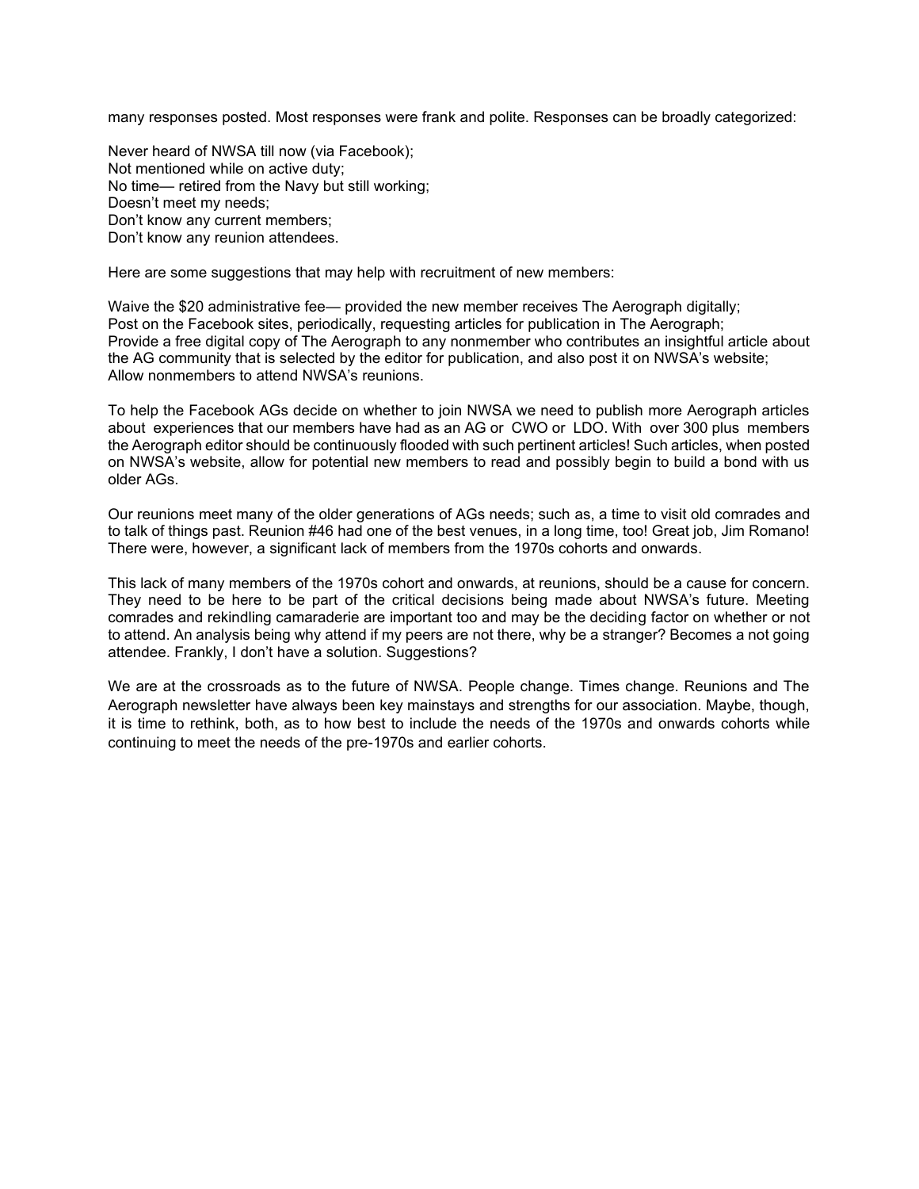many responses posted. Most responses were frank and polite. Responses can be broadly categorized:

Never heard of NWSA till now (via Facebook);
Not mentioned while on active duty;
No time— retired from the Navy but still working;
Doesn't meet my needs;
Don't know any current members;
Don't know any reunion attendees.

Here are some suggestions that may help with recruitment of new members:

Waive the $20 administrative fee— provided the new member receives The Aerograph digitally;
Post on the Facebook sites, periodically, requesting articles for publication in The Aerograph;
Provide a free digital copy of The Aerograph to any nonmember who contributes an insightful article about the AG community that is selected by the editor for publication, and also post it on NWSA's website;
Allow nonmembers to attend NWSA's reunions.

To help the Facebook AGs decide on whether to join NWSA we need to publish more Aerograph articles about experiences that our members have had as an AG or CWO or LDO. With over 300 plus members the Aerograph editor should be continuously flooded with such pertinent articles! Such articles, when posted on NWSA's website, allow for potential new members to read and possibly begin to build a bond with us older AGs.

Our reunions meet many of the older generations of AGs needs; such as, a time to visit old comrades and to talk of things past. Reunion #46 had one of the best venues, in a long time, too! Great job, Jim Romano! There were, however, a significant lack of members from the 1970s cohorts and onwards.

This lack of many members of the 1970s cohort and onwards, at reunions, should be a cause for concern. They need to be here to be part of the critical decisions being made about NWSA's future. Meeting comrades and rekindling camaraderie are important too and may be the deciding factor on whether or not to attend. An analysis being why attend if my peers are not there, why be a stranger? Becomes a not going attendee. Frankly, I don't have a solution. Suggestions?

We are at the crossroads as to the future of NWSA. People change. Times change. Reunions and The Aerograph newsletter have always been key mainstays and strengths for our association. Maybe, though, it is time to rethink, both, as to how best to include the needs of the 1970s and onwards cohorts while continuing to meet the needs of the pre-1970s and earlier cohorts.